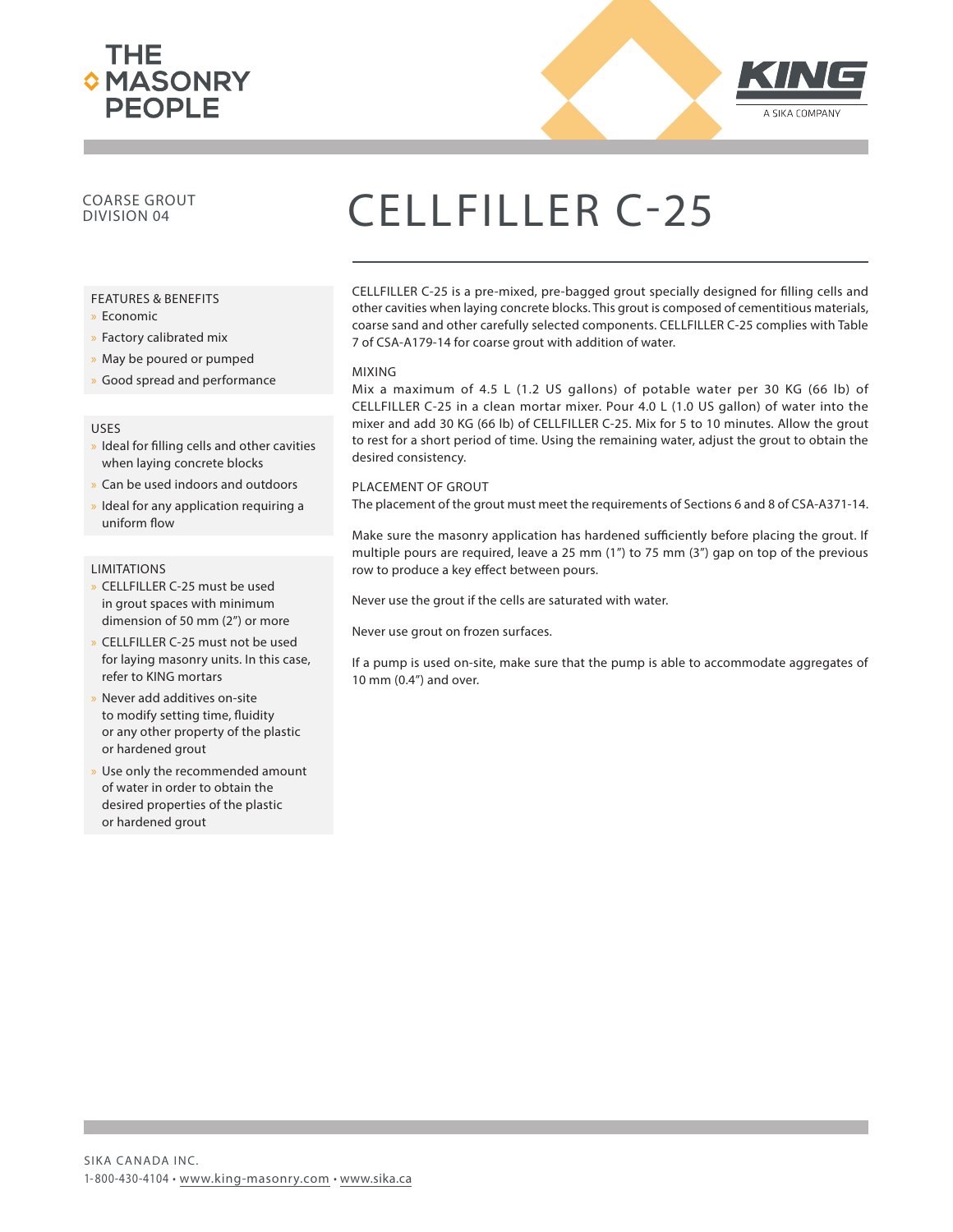THE MASONRY PEOPLE

KING — A SIKA COMPANY

COARSE GROUT
DIVISION 04

# CELLFILLER C-25

## FEATURES & BENEFITS

- Economic
- Factory calibrated mix
- May be poured or pumped
- Good spread and performance

## USES

- Ideal for filling cells and other cavities when laying concrete blocks
- Can be used indoors and outdoors
- Ideal for any application requiring a uniform flow

## LIMITATIONS

- CELLFILLER C-25 must be used in grout spaces with minimum dimension of 50 mm (2") or more
- CELLFILLER C-25 must not be used for laying masonry units. In this case, refer to KING mortars
- Never add additives on-site to modify setting time, fluidity or any other property of the plastic or hardened grout
- Use only the recommended amount of water in order to obtain the desired properties of the plastic or hardened grout

CELLFILLER C-25 is a pre-mixed, pre-bagged grout specially designed for filling cells and other cavities when laying concrete blocks. This grout is composed of cementitious materials, coarse sand and other carefully selected components. CELLFILLER C-25 complies with Table 7 of CSA-A179-14 for coarse grout with addition of water.

## MIXING

Mix a maximum of 4.5 L (1.2 US gallons) of potable water per 30 KG (66 lb) of CELLFILLER C-25 in a clean mortar mixer. Pour 4.0 L (1.0 US gallon) of water into the mixer and add 30 KG (66 lb) of CELLFILLER C-25. Mix for 5 to 10 minutes. Allow the grout to rest for a short period of time. Using the remaining water, adjust the grout to obtain the desired consistency.

## PLACEMENT OF GROUT

The placement of the grout must meet the requirements of Sections 6 and 8 of CSA-A371-14.

Make sure the masonry application has hardened sufficiently before placing the grout. If multiple pours are required, leave a 25 mm (1") to 75 mm (3") gap on top of the previous row to produce a key effect between pours.

Never use the grout if the cells are saturated with water.

Never use grout on frozen surfaces.

If a pump is used on-site, make sure that the pump is able to accommodate aggregates of 10 mm (0.4") and over.

SIKA CANADA INC.
1-800-430-4104 • www.king-masonry.com • www.sika.ca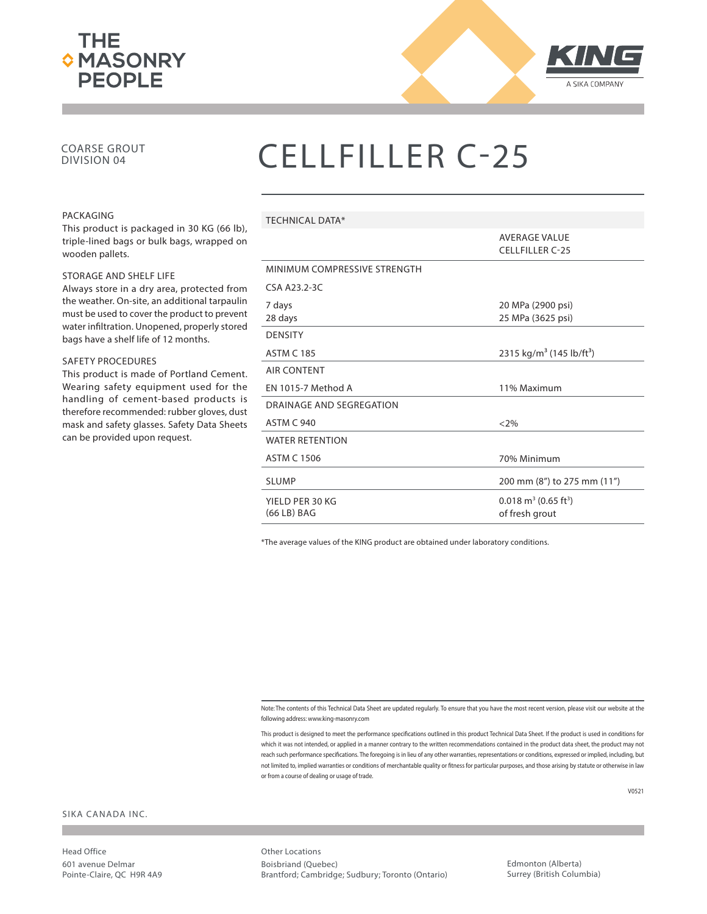THE MASONRY PEOPLE

KING
A SIKA COMPANY

COARSE GROUT
DIVISION 04

# CELLFILLER C-25

## PACKAGING

This product is packaged in 30 KG (66 lb), triple-lined bags or bulk bags, wrapped on wooden pallets.

## STORAGE AND SHELF LIFE

Always store in a dry area, protected from the weather. On-site, an additional tarpaulin must be used to cover the product to prevent water infiltration. Unopened, properly stored bags have a shelf life of 12 months.

## SAFETY PROCEDURES

This product is made of Portland Cement. Wearing safety equipment used for the handling of cement-based products is therefore recommended: rubber gloves, dust mask and safety glasses. Safety Data Sheets can be provided upon request.

## TECHNICAL DATA*

| | AVERAGE VALUE CELLFILLER C-25 |
|---|---|
| MINIMUM COMPRESSIVE STRENGTH | |
| CSA A23.2-3C | |
| 7 days | 20 MPa (2900 psi) |
| 28 days | 25 MPa (3625 psi) |
| DENSITY | |
| ASTM C 185 | 2315 kg/m³ (145 lb/ft³) |
| AIR CONTENT | |
| EN 1015-7 Method A | 11% Maximum |
| DRAINAGE AND SEGREGATION | |
| ASTM C 940 | <2% |
| WATER RETENTION | |
| ASTM C 1506 | 70% Minimum |
| SLUMP | 200 mm (8") to 275 mm (11") |
| YIELD PER 30 KG (66 LB) BAG | 0.018 m³ (0.65 ft³) of fresh grout |

*The average values of the KING product are obtained under laboratory conditions.

Note: The contents of this Technical Data Sheet are updated regularly. To ensure that you have the most recent version, please visit our website at the following address: www.king-masonry.com

This product is designed to meet the performance specifications outlined in this product Technical Data Sheet. If the product is used in conditions for which it was not intended, or applied in a manner contrary to the written recommendations contained in the product data sheet, the product may not reach such performance specifications. The foregoing is in lieu of any other warranties, representations or conditions, expressed or implied, including, but not limited to, implied warranties or conditions of merchantable quality or fitness for particular purposes, and those arising by statute or otherwise in law or from a course of dealing or usage of trade.

V0521

SIKA CANADA INC.

Head Office
601 avenue Delmar
Pointe-Claire, QC H9R 4A9

Other Locations
Boisbriand (Quebec)
Brantford; Cambridge; Sudbury; Toronto (Ontario)
Edmonton (Alberta)
Surrey (British Columbia)